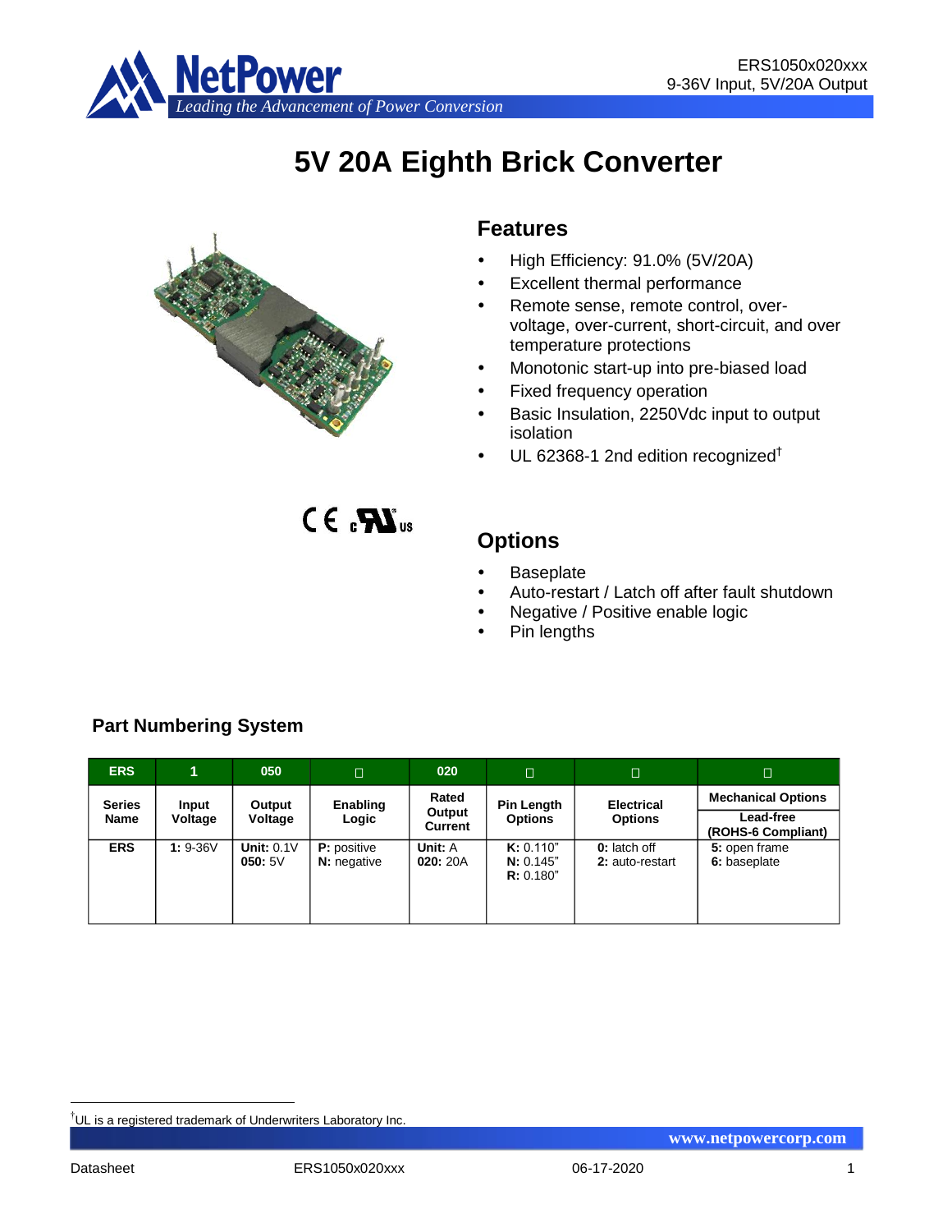# 5V 20A Eighth Brick Converter

## Features

- High Efficiency: 91.0% (5V/20A)
- Excellent thermal performance
- Remote sense, remote control, over-voltage, over-current, short-circuit, and over temperature protections
- Monotonic start-up into pre-biased load
- Fixed frequency operation
- Basic Insulation, 2250Vdc input to output isolation
- UL 62368-1 2nd edition recognized†

## Options

- Baseplate
- Auto-restart / Latch off after fault shutdown
- Negative / Positive enable logic
- Pin lengths

### Part Numbering System

| ERS | 1 | 050 | □ | 020 | □ | □ | □ |
|---|---|---|---|---|---|---|---|
| **Series Name** | **Input Voltage** | **Output Voltage** | **Enabling Logic** | **Rated Output Current** | **Pin Length Options** | **Electrical Options** | **Mechanical Options** / **Lead-free (ROHS-6 Compliant)** |
| **ERS** | **1:** 9-36V | **Unit:** 0.1V<br>**050:** 5V | **P:** positive<br>**N:** negative | **Unit:** A<br>**020:** 20A | **K:** 0.110"<br>**N:** 0.145"<br>**R:** 0.180" | **0:** latch off<br>**2:** auto-restart | **5:** open frame<br>**6:** baseplate |

†UL is a registered trademark of Underwriters Laboratory Inc.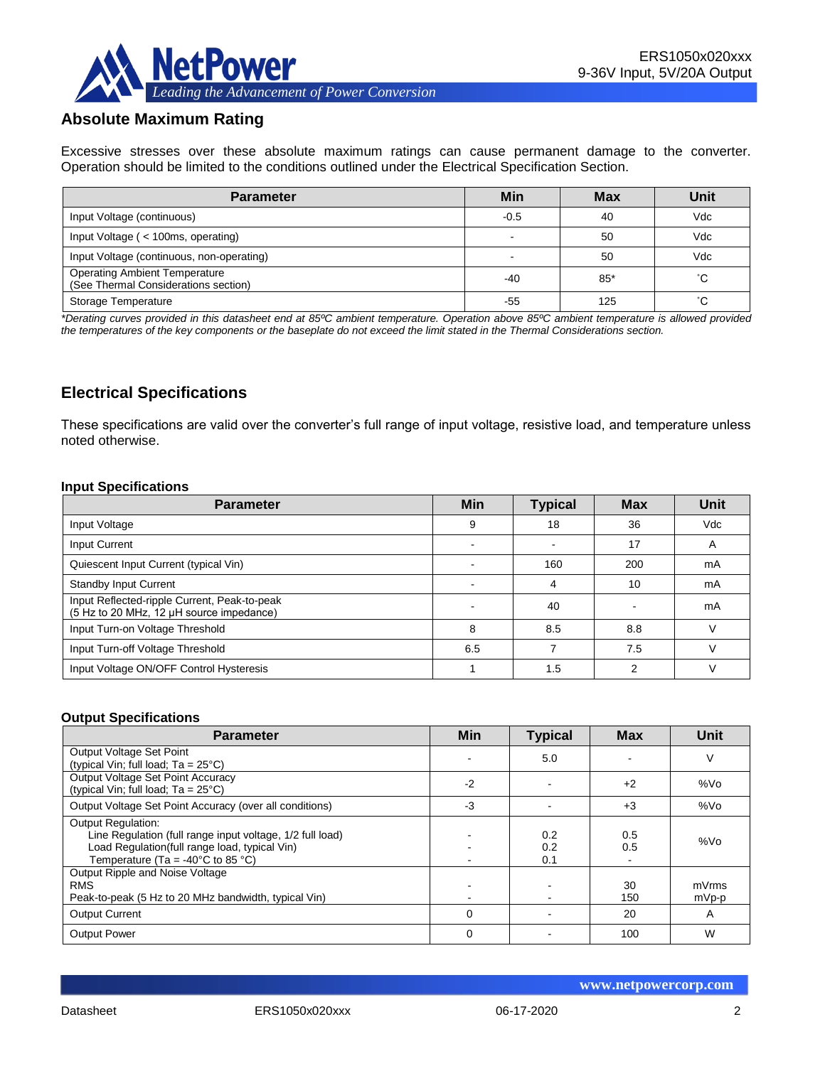## Absolute Maximum Rating

Excessive stresses over these absolute maximum ratings can cause permanent damage to the converter. Operation should be limited to the conditions outlined under the Electrical Specification Section.

| Parameter | Min | Max | Unit |
|---|---|---|---|
| Input Voltage (continuous) | -0.5 | 40 | Vdc |
| Input Voltage ( < 100ms, operating) | - | 50 | Vdc |
| Input Voltage (continuous, non-operating) | - | 50 | Vdc |
| Operating Ambient Temperature (See Thermal Considerations section) | -40 | 85* | ˚C |
| Storage Temperature | -55 | 125 | ˚C |

*\*Derating curves provided in this datasheet end at 85ºC ambient temperature. Operation above 85ºC ambient temperature is allowed provided the temperatures of the key components or the baseplate do not exceed the limit stated in the Thermal Considerations section.*

## Electrical Specifications

These specifications are valid over the converter's full range of input voltage, resistive load, and temperature unless noted otherwise.

### Input Specifications

| Parameter | Min | Typical | Max | Unit |
|---|---|---|---|---|
| Input Voltage | 9 | 18 | 36 | Vdc |
| Input Current | - | - | 17 | A |
| Quiescent Input Current (typical Vin) | - | 160 | 200 | mA |
| Standby Input Current | - | 4 | 10 | mA |
| Input Reflected-ripple Current, Peak-to-peak (5 Hz to 20 MHz, 12 µH source impedance) | - | 40 | - | mA |
| Input Turn-on Voltage Threshold | 8 | 8.5 | 8.8 | V |
| Input Turn-off Voltage Threshold | 6.5 | 7 | 7.5 | V |
| Input Voltage ON/OFF Control Hysteresis | 1 | 1.5 | 2 | V |

### Output Specifications

| Parameter | Min | Typical | Max | Unit |
|---|---|---|---|---|
| Output Voltage Set Point (typical Vin; full load; Ta = 25°C) | - | 5.0 | - | V |
| Output Voltage Set Point Accuracy (typical Vin; full load; Ta = 25°C) | -2 | - | +2 | %Vo |
| Output Voltage Set Point Accuracy (over all conditions) | -3 | - | +3 | %Vo |
| Output Regulation:<br>Line Regulation (full range input voltage, 1/2 full load)<br>Load Regulation(full range load, typical Vin)<br>Temperature (Ta = -40°C to 85 °C) | <br>-<br>-<br>- | <br>0.2<br>0.2<br>0.1 | <br>0.5<br>0.5<br>- | %Vo |
| Output Ripple and Noise Voltage<br>RMS<br>Peak-to-peak (5 Hz to 20 MHz bandwidth, typical Vin) | <br>-<br>- | <br>-<br>- | <br>30<br>150 | <br>mVrms<br>mVp-p |
| Output Current | 0 | - | 20 | A |
| Output Power | 0 | - | 100 | W |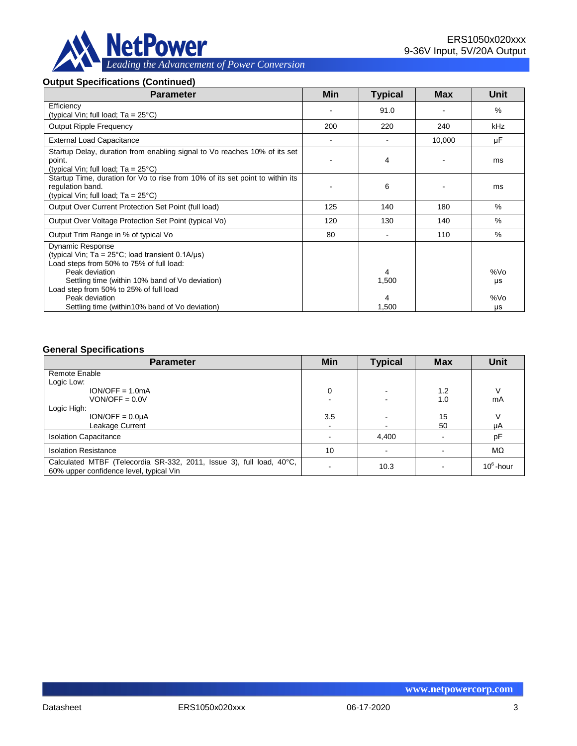### Output Specifications (Continued)

| Parameter | Min | Typical | Max | Unit |
|---|---|---|---|---|
| Efficiency<br>(typical Vin; full load; Ta = 25°C) | - | 91.0 | - | % |
| Output Ripple Frequency | 200 | 220 | 240 | kHz |
| External Load Capacitance | - | - | 10,000 | μF |
| Startup Delay, duration from enabling signal to Vo reaches 10% of its set point.<br>(typical Vin; full load; Ta = 25°C) | - | 4 | - | ms |
| Startup Time, duration for Vo to rise from 10% of its set point to within its regulation band.<br>(typical Vin; full load; Ta = 25°C) | - | 6 | - | ms |
| Output Over Current Protection Set Point (full load) | 125 | 140 | 180 | % |
| Output Over Voltage Protection Set Point (typical Vo) | 120 | 130 | 140 | % |
| Output Trim Range in % of typical Vo | 80 | - | 110 | % |
| Dynamic Response<br>(typical Vin; Ta = 25°C; load transient 0.1A/μs)<br>Load steps from 50% to 75% of full load:<br>Peak deviation<br>Settling time (within 10% band of Vo deviation)<br>Load step from 50% to 25% of full load<br>Peak deviation<br>Settling time (within10% band of Vo deviation) | | <br><br><br>4<br>1,500<br><br>4<br>1,500 | | <br><br><br>%Vo<br>μs<br><br>%Vo<br>μs |

### General Specifications

| Parameter | Min | Typical | Max | Unit |
|---|---|---|---|---|
| Remote Enable<br>Logic Low:<br>ION/OFF = 1.0mA<br>VON/OFF = 0.0V<br>Logic High:<br>ION/OFF = 0.0μA<br>Leakage Current | <br><br>0<br>-<br><br>3.5<br>- | <br><br>-<br>-<br><br>-<br>- | <br><br>1.2<br>1.0<br><br>15<br>50 | <br><br>V<br>mA<br><br>V<br>μA |
| Isolation Capacitance | - | 4,400 | - | pF |
| Isolation Resistance | 10 | - | - | MΩ |
| Calculated MTBF (Telecordia SR-332, 2011, Issue 3), full load, 40°C, 60% upper confidence level, typical Vin | - | 10.3 | - | $10^6$-hour |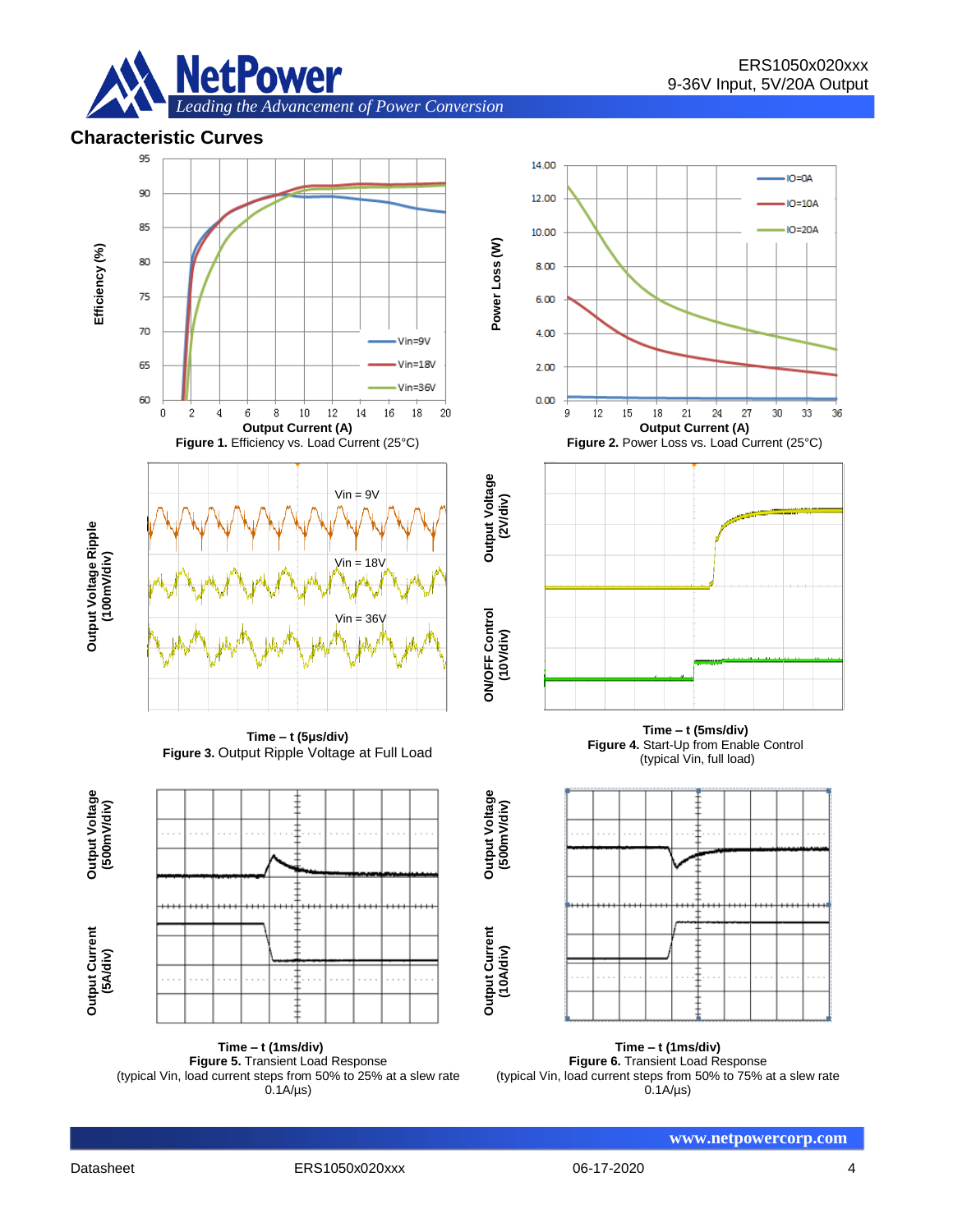## Characteristic Curves

**Figure 1.** Efficiency vs. Load Current (25°C)

**Figure 2.** Power Loss vs. Load Current (25°C)

**Figure 3.** Output Ripple Voltage at Full Load

**Figure 4.** Start-Up from Enable Control (typical Vin, full load)

**Figure 5.** Transient Load Response (typical Vin, load current steps from 50% to 25% at a slew rate 0.1A/µs)

**Figure 6.** Transient Load Response (typical Vin, load current steps from 50% to 75% at a slew rate 0.1A/µs)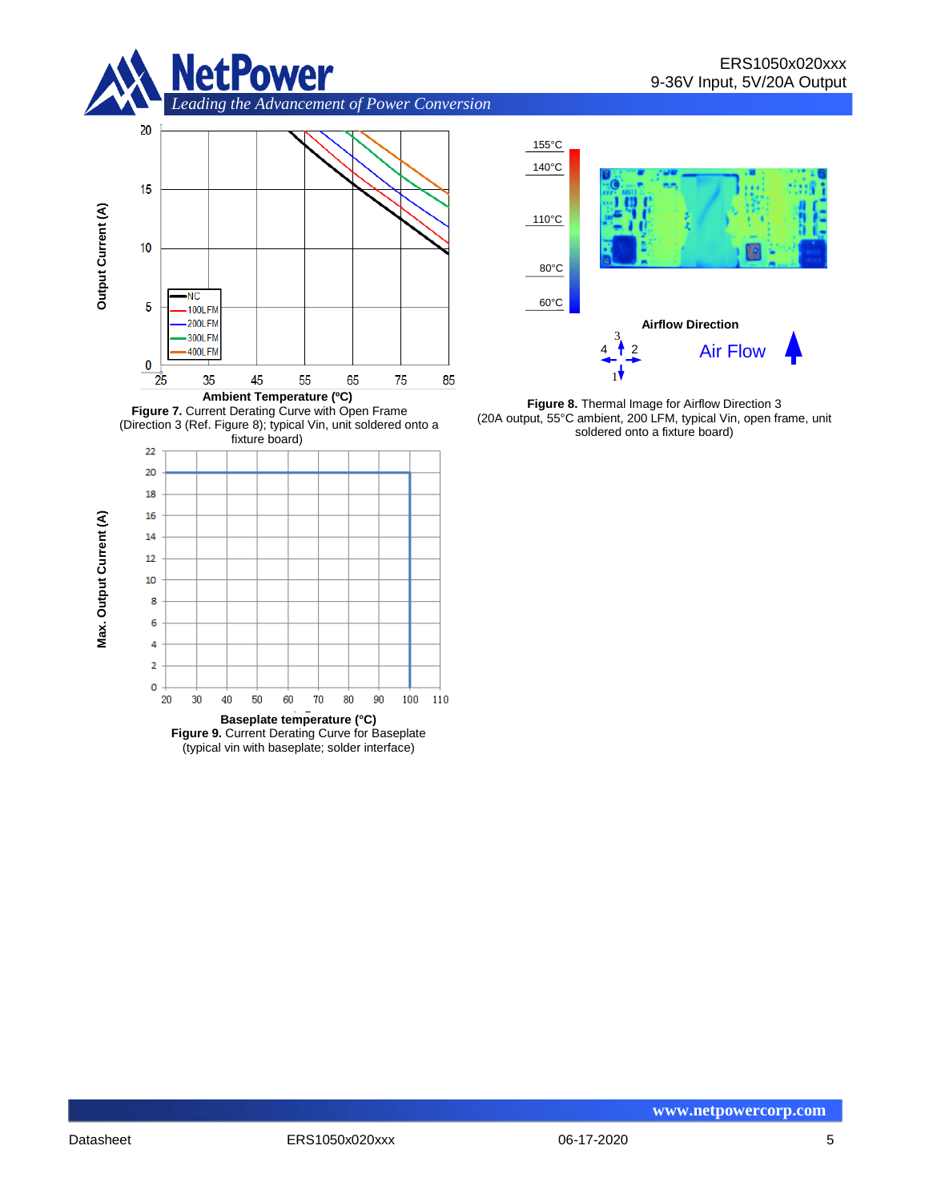**Figure 7.** Current Derating Curve with Open Frame (Direction 3 (Ref. Figure 8); typical Vin, unit soldered onto a fixture board)

**Figure 8.** Thermal Image for Airflow Direction 3 (20A output, 55°C ambient, 200 LFM, typical Vin, open frame, unit soldered onto a fixture board)

**Figure 9.** Current Derating Curve for Baseplate (typical vin with baseplate; solder interface)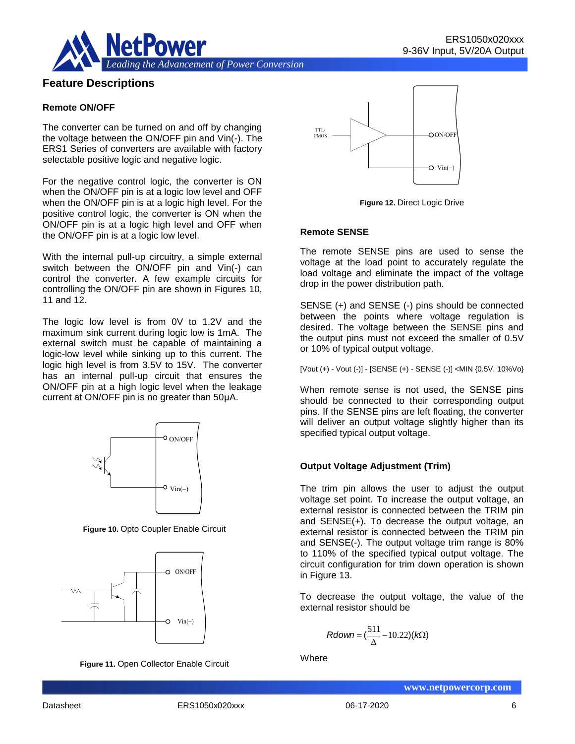## Feature Descriptions

### Remote ON/OFF

The converter can be turned on and off by changing the voltage between the ON/OFF pin and Vin(-). The ERS1 Series of converters are available with factory selectable positive logic and negative logic.

For the negative control logic, the converter is ON when the ON/OFF pin is at a logic low level and OFF when the ON/OFF pin is at a logic high level. For the positive control logic, the converter is ON when the ON/OFF pin is at a logic high level and OFF when the ON/OFF pin is at a logic low level.

With the internal pull-up circuitry, a simple external switch between the ON/OFF pin and Vin(-) can control the converter. A few example circuits for controlling the ON/OFF pin are shown in Figures 10, 11 and 12.

The logic low level is from 0V to 1.2V and the maximum sink current during logic low is 1mA. The external switch must be capable of maintaining a logic-low level while sinking up to this current. The logic high level is from 3.5V to 15V. The converter has an internal pull-up circuit that ensures the ON/OFF pin at a high logic level when the leakage current at ON/OFF pin is no greater than 50μA.

**Figure 10.** Opto Coupler Enable Circuit

**Figure 11.** Open Collector Enable Circuit

**Figure 12.** Direct Logic Drive

### Remote SENSE

The remote SENSE pins are used to sense the voltage at the load point to accurately regulate the load voltage and eliminate the impact of the voltage drop in the power distribution path.

SENSE (+) and SENSE (-) pins should be connected between the points where voltage regulation is desired. The voltage between the SENSE pins and the output pins must not exceed the smaller of 0.5V or 10% of typical output voltage.

[Vout (+) - Vout (-)] - [SENSE (+) - SENSE (-)] <MIN {0.5V, 10%Vo}

When remote sense is not used, the SENSE pins should be connected to their corresponding output pins. If the SENSE pins are left floating, the converter will deliver an output voltage slightly higher than its specified typical output voltage.

### Output Voltage Adjustment (Trim)

The trim pin allows the user to adjust the output voltage set point. To increase the output voltage, an external resistor is connected between the TRIM pin and SENSE(+). To decrease the output voltage, an external resistor is connected between the TRIM pin and SENSE(-). The output voltage trim range is 80% to 110% of the specified typical output voltage. The circuit configuration for trim down operation is shown in Figure 13.

To decrease the output voltage, the value of the external resistor should be

$$Rdown = \left(\frac{511}{\Delta} - 10.22\right)(k\Omega)$$

Where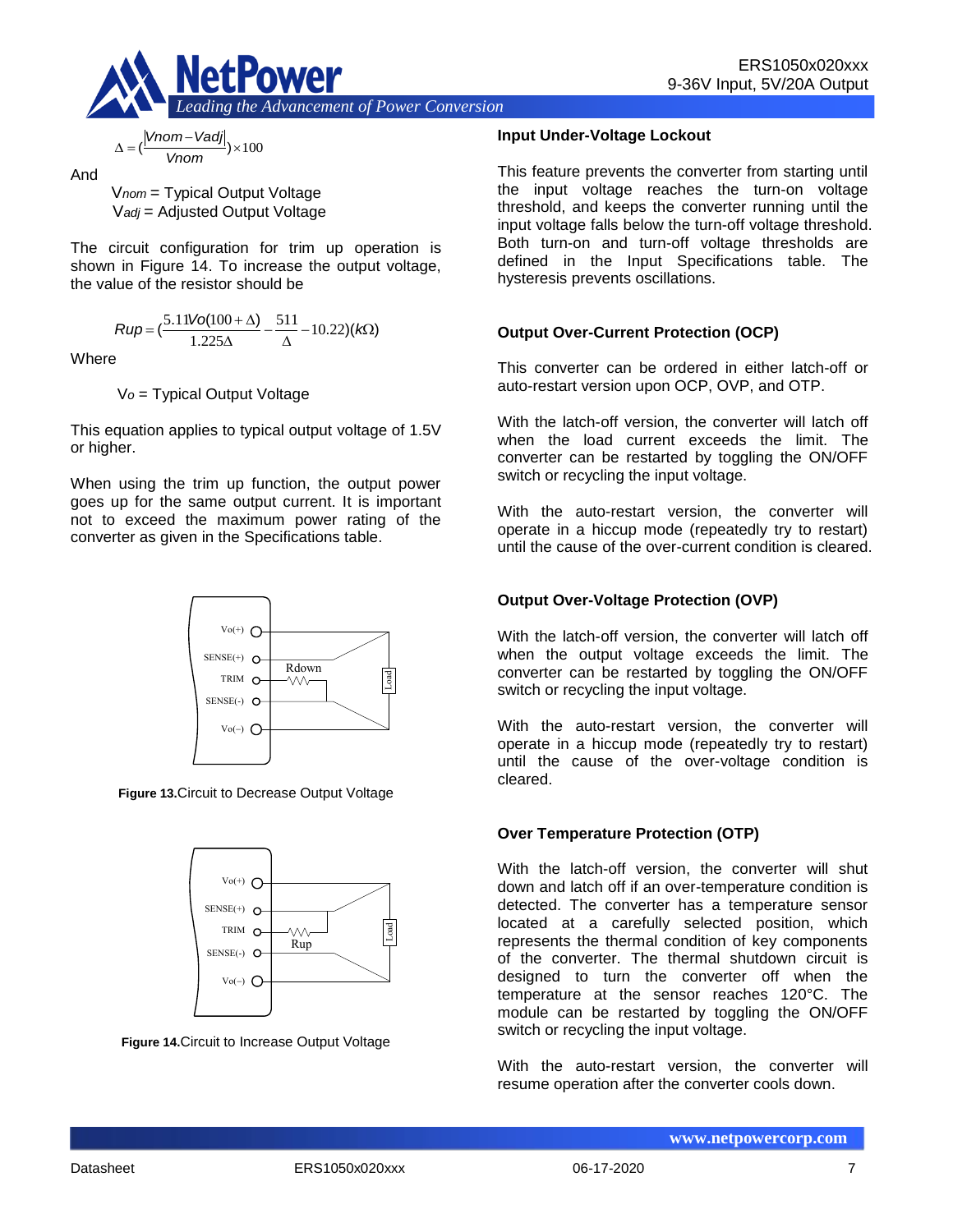$$\Delta = \left(\frac{|Vnom - Vadj|}{Vnom}\right) \times 100$$

And

$V_{nom}$ = Typical Output Voltage
$V_{adj}$ = Adjusted Output Voltage

The circuit configuration for trim up operation is shown in Figure 14. To increase the output voltage, the value of the resistor should be

$$Rup = \left(\frac{5.11Vo(100+\Delta)}{1.225\Delta} - \frac{511}{\Delta} - 10.22\right)(k\Omega)$$

Where

$V_o$ = Typical Output Voltage

This equation applies to typical output voltage of 1.5V or higher.

When using the trim up function, the output power goes up for the same output current. It is important not to exceed the maximum power rating of the converter as given in the Specifications table.

**Figure 13.** Circuit to Decrease Output Voltage

**Figure 14.** Circuit to Increase Output Voltage

### Input Under-Voltage Lockout

This feature prevents the converter from starting until the input voltage reaches the turn-on voltage threshold, and keeps the converter running until the input voltage falls below the turn-off voltage threshold. Both turn-on and turn-off voltage thresholds are defined in the Input Specifications table. The hysteresis prevents oscillations.

### Output Over-Current Protection (OCP)

This converter can be ordered in either latch-off or auto-restart version upon OCP, OVP, and OTP.

With the latch-off version, the converter will latch off when the load current exceeds the limit. The converter can be restarted by toggling the ON/OFF switch or recycling the input voltage.

With the auto-restart version, the converter will operate in a hiccup mode (repeatedly try to restart) until the cause of the over-current condition is cleared.

### Output Over-Voltage Protection (OVP)

With the latch-off version, the converter will latch off when the output voltage exceeds the limit. The converter can be restarted by toggling the ON/OFF switch or recycling the input voltage.

With the auto-restart version, the converter will operate in a hiccup mode (repeatedly try to restart) until the cause of the over-voltage condition is cleared.

### Over Temperature Protection (OTP)

With the latch-off version, the converter will shut down and latch off if an over-temperature condition is detected. The converter has a temperature sensor located at a carefully selected position, which represents the thermal condition of key components of the converter. The thermal shutdown circuit is designed to turn the converter off when the temperature at the sensor reaches 120°C. The module can be restarted by toggling the ON/OFF switch or recycling the input voltage.

With the auto-restart version, the converter will resume operation after the converter cools down.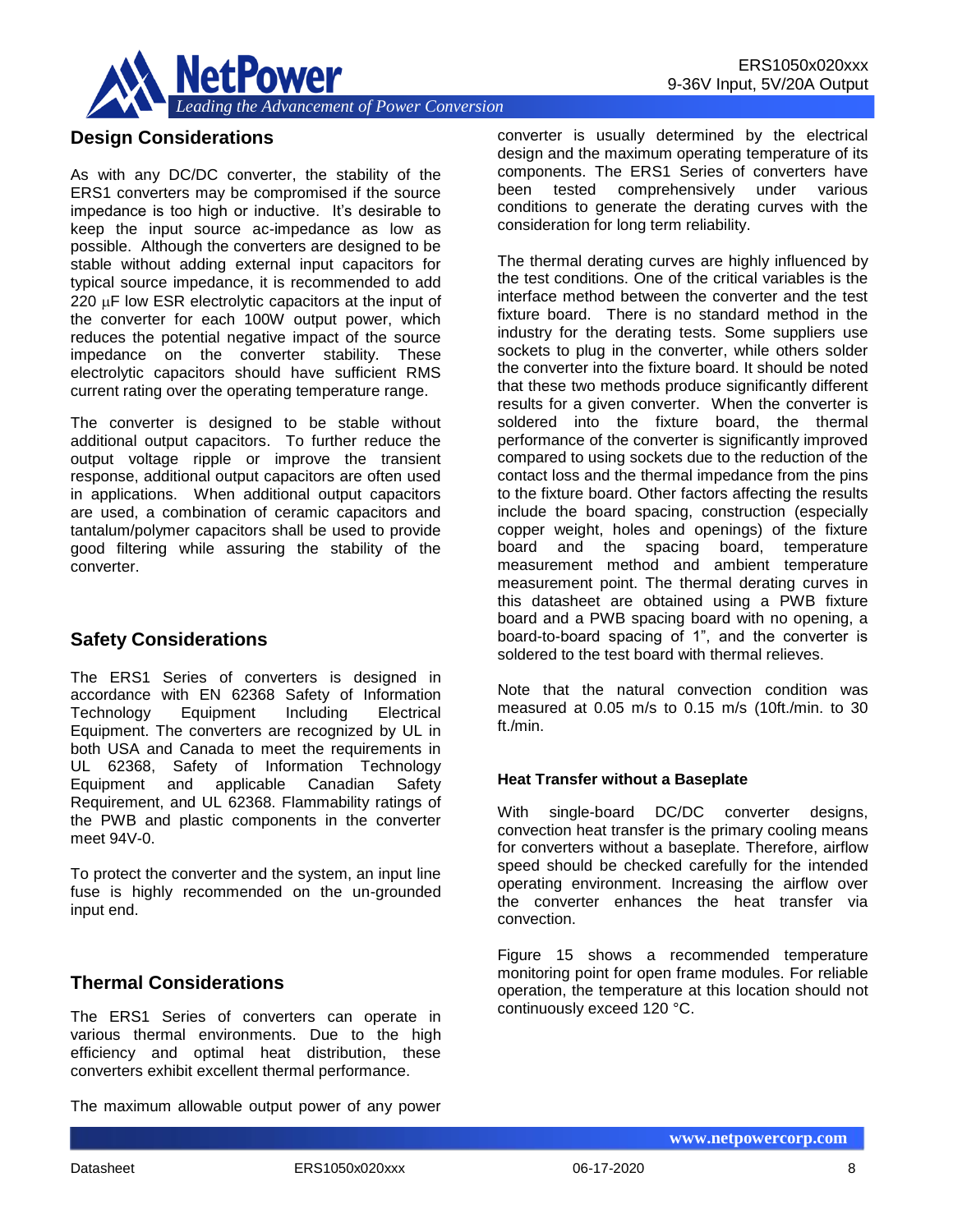## Design Considerations

As with any DC/DC converter, the stability of the ERS1 converters may be compromised if the source impedance is too high or inductive. It's desirable to keep the input source ac-impedance as low as possible. Although the converters are designed to be stable without adding external input capacitors for typical source impedance, it is recommended to add 220 μF low ESR electrolytic capacitors at the input of the converter for each 100W output power, which reduces the potential negative impact of the source impedance on the converter stability. These electrolytic capacitors should have sufficient RMS current rating over the operating temperature range.

The converter is designed to be stable without additional output capacitors. To further reduce the output voltage ripple or improve the transient response, additional output capacitors are often used in applications. When additional output capacitors are used, a combination of ceramic capacitors and tantalum/polymer capacitors shall be used to provide good filtering while assuring the stability of the converter.

## Safety Considerations

The ERS1 Series of converters is designed in accordance with EN 62368 Safety of Information Technology Equipment Including Electrical Equipment. The converters are recognized by UL in both USA and Canada to meet the requirements in UL 62368, Safety of Information Technology Equipment and applicable Canadian Safety Requirement, and UL 62368. Flammability ratings of the PWB and plastic components in the converter meet 94V-0.

To protect the converter and the system, an input line fuse is highly recommended on the un-grounded input end.

## Thermal Considerations

The ERS1 Series of converters can operate in various thermal environments. Due to the high efficiency and optimal heat distribution, these converters exhibit excellent thermal performance.

The maximum allowable output power of any power converter is usually determined by the electrical design and the maximum operating temperature of its components. The ERS1 Series of converters have been tested comprehensively under various conditions to generate the derating curves with the consideration for long term reliability.

The thermal derating curves are highly influenced by the test conditions. One of the critical variables is the interface method between the converter and the test fixture board. There is no standard method in the industry for the derating tests. Some suppliers use sockets to plug in the converter, while others solder the converter into the fixture board. It should be noted that these two methods produce significantly different results for a given converter. When the converter is soldered into the fixture board, the thermal performance of the converter is significantly improved compared to using sockets due to the reduction of the contact loss and the thermal impedance from the pins to the fixture board. Other factors affecting the results include the board spacing, construction (especially copper weight, holes and openings) of the fixture board and the spacing board, temperature measurement method and ambient temperature measurement point. The thermal derating curves in this datasheet are obtained using a PWB fixture board and a PWB spacing board with no opening, a board-to-board spacing of 1", and the converter is soldered to the test board with thermal relieves.

Note that the natural convection condition was measured at 0.05 m/s to 0.15 m/s (10ft./min. to 30 ft./min.

#### Heat Transfer without a Baseplate

With single-board DC/DC converter designs, convection heat transfer is the primary cooling means for converters without a baseplate. Therefore, airflow speed should be checked carefully for the intended operating environment. Increasing the airflow over the converter enhances the heat transfer via convection.

Figure 15 shows a recommended temperature monitoring point for open frame modules. For reliable operation, the temperature at this location should not continuously exceed 120 °C.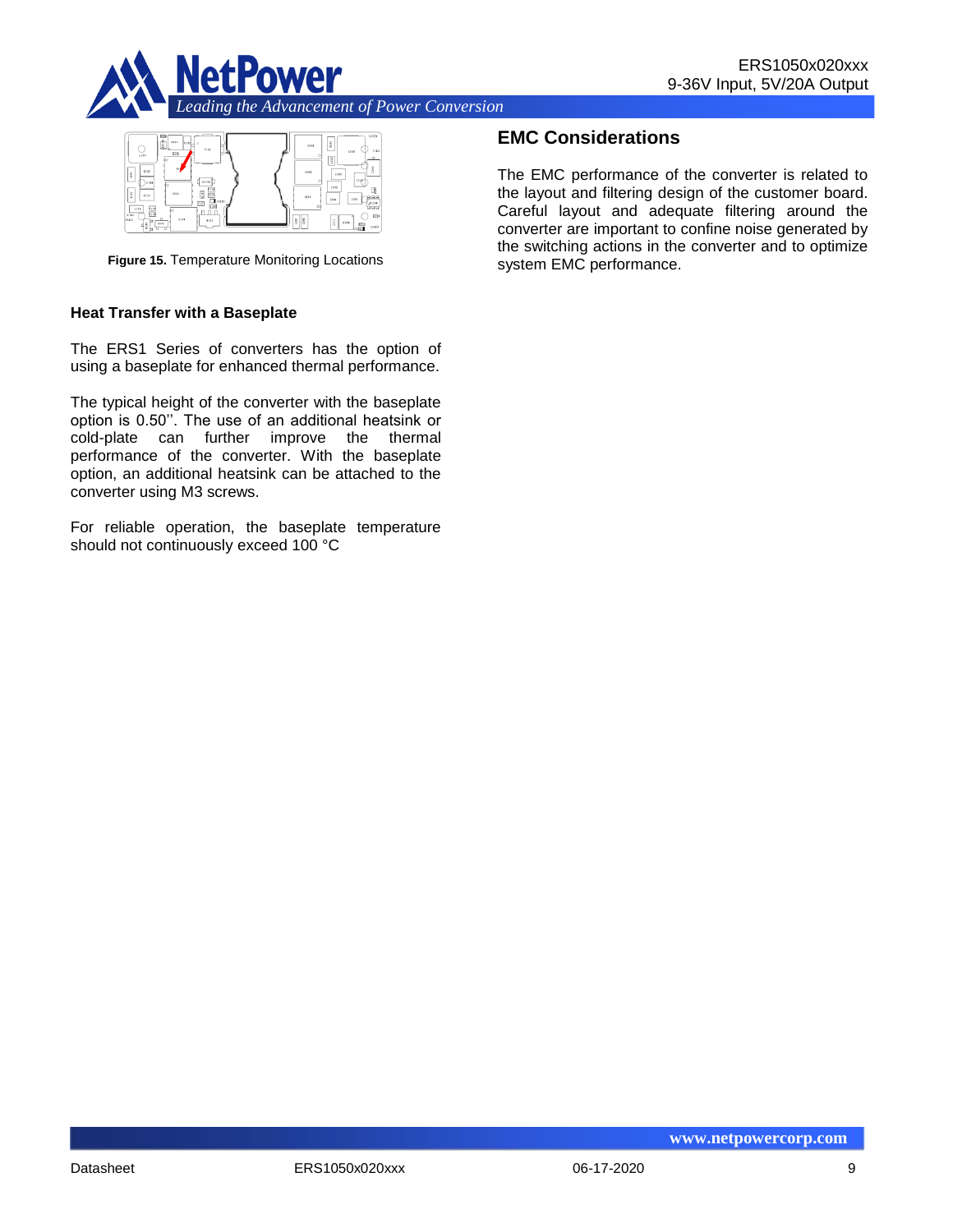**Figure 15.** Temperature Monitoring Locations

### Heat Transfer with a Baseplate

The ERS1 Series of converters has the option of using a baseplate for enhanced thermal performance.

The typical height of the converter with the baseplate option is 0.50''. The use of an additional heatsink or cold-plate can further improve the thermal performance of the converter. With the baseplate option, an additional heatsink can be attached to the converter using M3 screws.

For reliable operation, the baseplate temperature should not continuously exceed 100 °C

## EMC Considerations

The EMC performance of the converter is related to the layout and filtering design of the customer board. Careful layout and adequate filtering around the converter are important to confine noise generated by the switching actions in the converter and to optimize system EMC performance.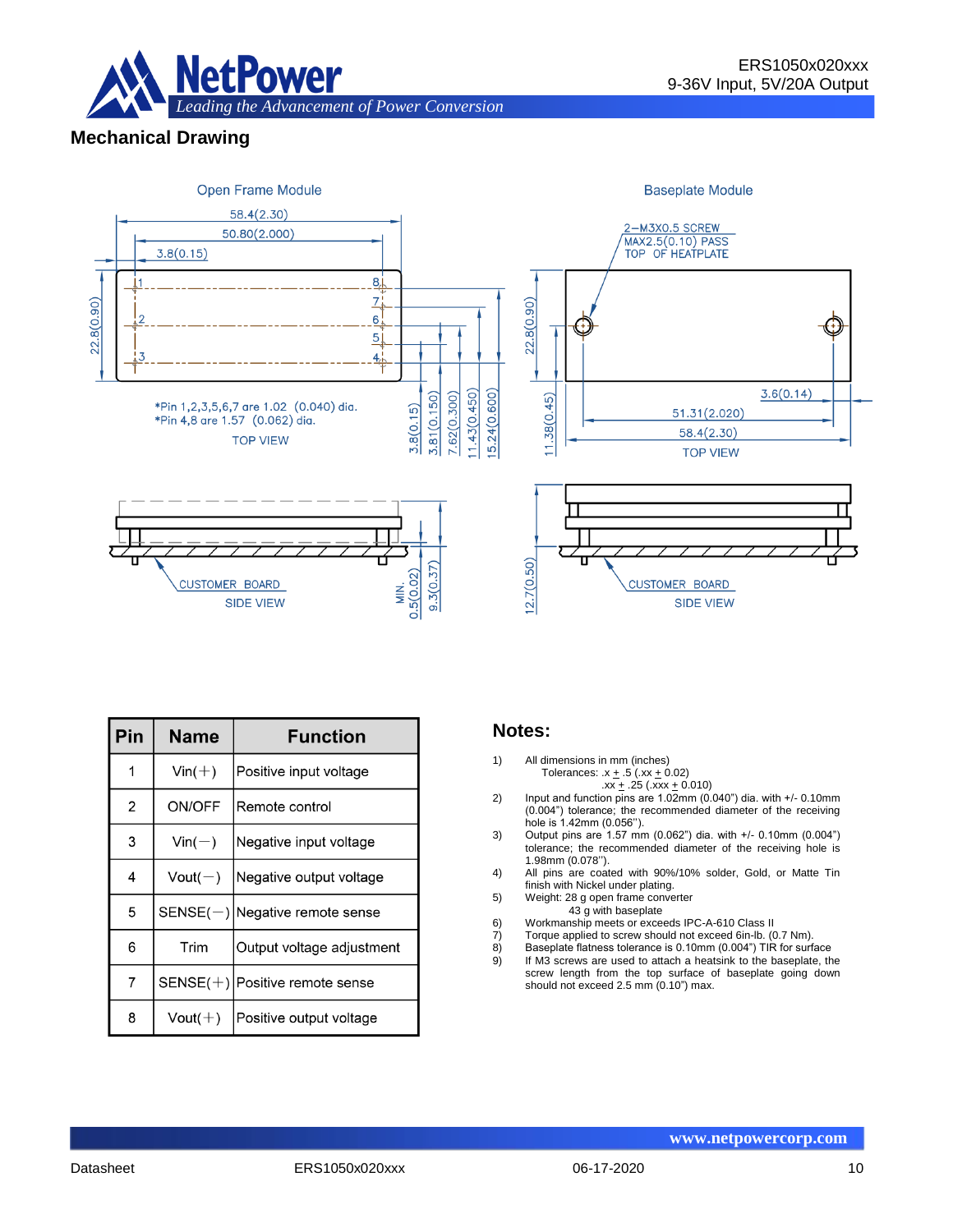## Mechanical Drawing

Open Frame Module

58.4(2.30)
50.80(2.000)
3.8(0.15)
22.8(0.90)
1 2 3 4 5 6 7 8
*Pin 1,2,3,5,6,7 are 1.02 (0.040) dia.
*Pin 4,8 are 1.57 (0.062) dia.
TOP VIEW
3.8(0.15)
3.81(0.150)
7.62(0.300)
11.43(0.450)
15.24(0.600)

CUSTOMER BOARD
SIDE VIEW
MIN. 0.5(0.02)
9.3(0.37)

Baseplate Module

2–M3X0.5 SCREW
MAX2.5(0.10) PASS
TOP OF HEATPLATE
22.8(0.90)
3.6(0.14)
51.31(2.020)
58.4(2.30)
11.38(0.45)
TOP VIEW

CUSTOMER BOARD
SIDE VIEW
12.7(0.50)

| Pin | Name | Function |
|---|---|---|
| 1 | Vin(+) | Positive input voltage |
| 2 | ON/OFF | Remote control |
| 3 | Vin(−) | Negative input voltage |
| 4 | Vout(−) | Negative output voltage |
| 5 | SENSE(−) | Negative remote sense |
| 6 | Trim | Output voltage adjustment |
| 7 | SENSE(+) | Positive remote sense |
| 8 | Vout(+) | Positive output voltage |

### Notes:

1) All dimensions in mm (inches)
   Tolerances: .x ± .5 (.xx ± 0.02)
   .xx ± .25 (.xxx ± 0.010)
2) Input and function pins are 1.02mm (0.040") dia. with +/- 0.10mm (0.004") tolerance; the recommended diameter of the receiving hole is 1.42mm (0.056'').
3) Output pins are 1.57 mm (0.062") dia. with +/- 0.10mm (0.004") tolerance; the recommended diameter of the receiving hole is 1.98mm (0.078'').
4) All pins are coated with 90%/10% solder, Gold, or Matte Tin finish with Nickel under plating.
5) Weight: 28 g open frame converter
   43 g with baseplate
6) Workmanship meets or exceeds IPC-A-610 Class II
7) Torque applied to screw should not exceed 6in-lb. (0.7 Nm).
8) Baseplate flatness tolerance is 0.10mm (0.004") TIR for surface
9) If M3 screws are used to attach a heatsink to the baseplate, the screw length from the top surface of baseplate going down should not exceed 2.5 mm (0.10") max.